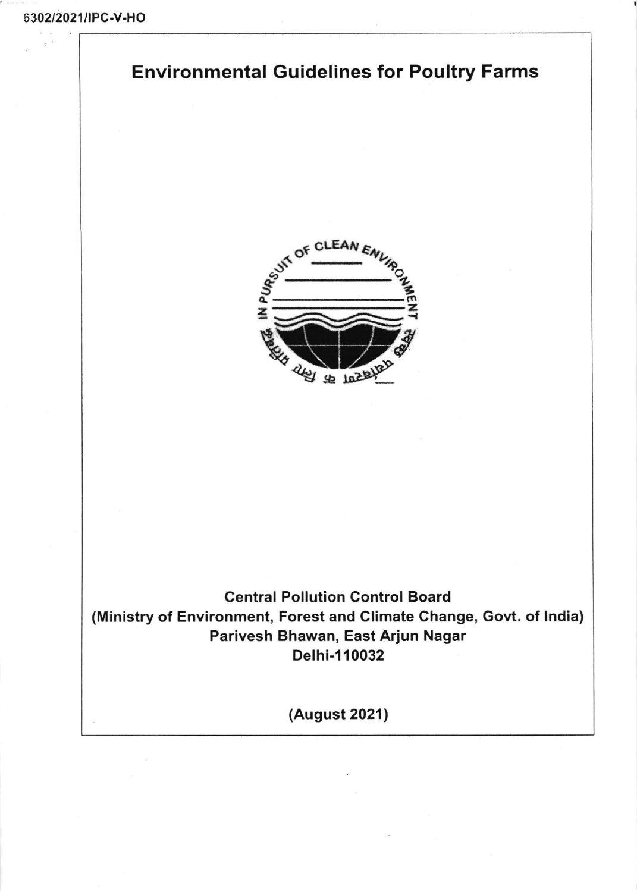6302/2021/IPC-V-HO

# Environmental Guidelines for Poultry Farms

**Central Pollution Control Board**
**(Ministry of Environment, Forest and Climate Change, Govt. of India)**
**Parivesh Bhawan, East Arjun Nagar**
**Delhi-110032**

**(August 2021)**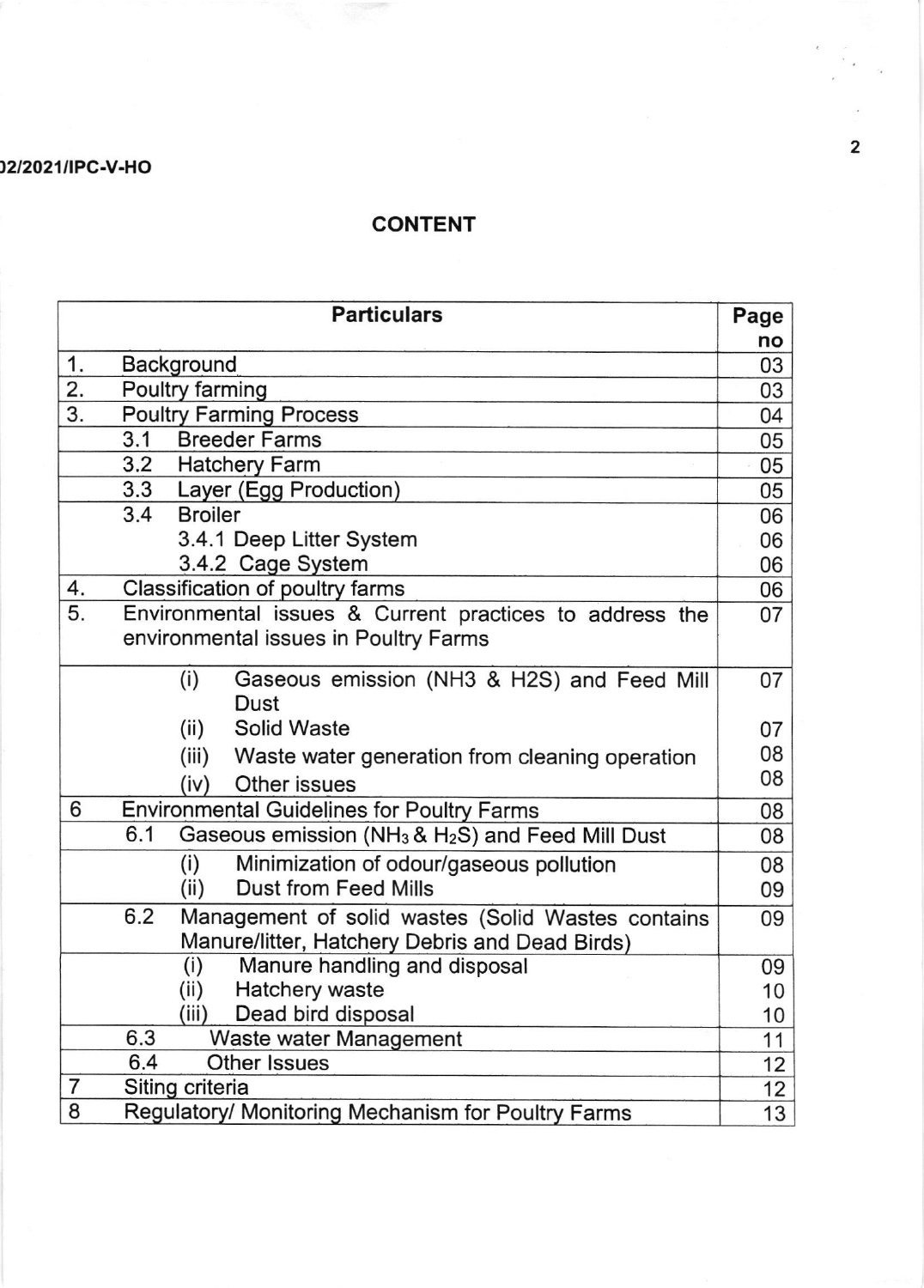## CONTENT

| Particulars | | Page no |
|---|---|---|
| 1. | Background | 03 |
| 2. | Poultry farming | 03 |
| 3. | Poultry Farming Process | 04 |
| | 3.1 Breeder Farms | 05 |
| | 3.2 Hatchery Farm | 05 |
| | 3.3 Layer (Egg Production) | 05 |
| | 3.4 Broiler | 06 |
| | 3.4.1 Deep Litter System | 06 |
| | 3.4.2 Cage System | 06 |
| 4. | Classification of poultry farms | 06 |
| 5. | Environmental issues & Current practices to address the environmental issues in Poultry Farms | 07 |
| | (i) Gaseous emission (NH3 & H2S) and Feed Mill Dust | 07 |
| | (ii) Solid Waste | 07 |
| | (iii) Waste water generation from cleaning operation | 08 |
| | (iv) Other issues | 08 |
| 6 | Environmental Guidelines for Poultry Farms | 08 |
| | 6.1 Gaseous emission ($NH_3$ & $H_2S$) and Feed Mill Dust | 08 |
| | (i) Minimization of odour/gaseous pollution | 08 |
| | (ii) Dust from Feed Mills | 09 |
| | 6.2 Management of solid wastes (Solid Wastes contains Manure/litter, Hatchery Debris and Dead Birds) | 09 |
| | (i) Manure handling and disposal | 09 |
| | (ii) Hatchery waste | 10 |
| | (iii) Dead bird disposal | 10 |
| | 6.3 Waste water Management | 11 |
| | 6.4 Other Issues | 12 |
| 7 | Siting criteria | 12 |
| 8 | Regulatory/ Monitoring Mechanism for Poultry Farms | 13 |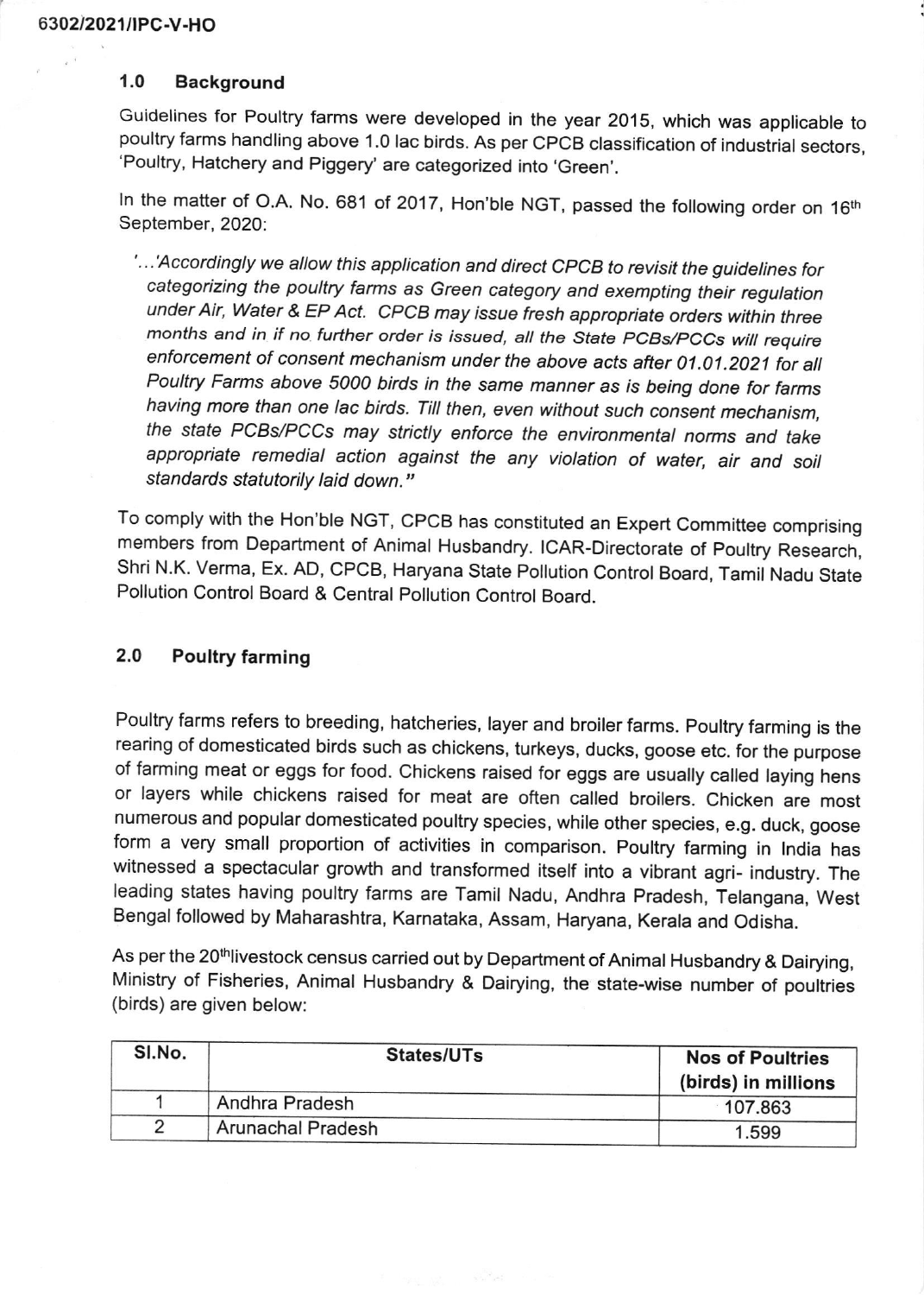## 1.0 Background

Guidelines for Poultry farms were developed in the year 2015, which was applicable to poultry farms handling above 1.0 lac birds. As per CPCB classification of industrial sectors, 'Poultry, Hatchery and Piggery' are categorized into 'Green'.

In the matter of O.A. No. 681 of 2017, Hon'ble NGT, passed the following order on 16th September, 2020:

> '...'*Accordingly we allow this application and direct CPCB to revisit the guidelines for categorizing the poultry farms as Green category and exempting their regulation under Air, Water & EP Act. CPCB may issue fresh appropriate orders within three months and in if no further order is issued, all the State PCBs/PCCs will require enforcement of consent mechanism under the above acts after 01.01.2021 for all Poultry Farms above 5000 birds in the same manner as is being done for farms having more than one lac birds. Till then, even without such consent mechanism, the state PCBs/PCCs may strictly enforce the environmental norms and take appropriate remedial action against the any violation of water, air and soil standards statutorily laid down.*"

To comply with the Hon'ble NGT, CPCB has constituted an Expert Committee comprising members from Department of Animal Husbandry. ICAR-Directorate of Poultry Research, Shri N.K. Verma, Ex. AD, CPCB, Haryana State Pollution Control Board, Tamil Nadu State Pollution Control Board & Central Pollution Control Board.

## 2.0 Poultry farming

Poultry farms refers to breeding, hatcheries, layer and broiler farms. Poultry farming is the rearing of domesticated birds such as chickens, turkeys, ducks, goose etc. for the purpose of farming meat or eggs for food. Chickens raised for eggs are usually called laying hens or layers while chickens raised for meat are often called broilers. Chicken are most numerous and popular domesticated poultry species, while other species, e.g. duck, goose form a very small proportion of activities in comparison. Poultry farming in India has witnessed a spectacular growth and transformed itself into a vibrant agri- industry. The leading states having poultry farms are Tamil Nadu, Andhra Pradesh, Telangana, West Bengal followed by Maharashtra, Karnataka, Assam, Haryana, Kerala and Odisha.

As per the 20th livestock census carried out by Department of Animal Husbandry & Dairying, Ministry of Fisheries, Animal Husbandry & Dairying, the state-wise number of poultries (birds) are given below:

| Sl.No. | States/UTs | Nos of Poultries (birds) in millions |
|---|---|---|
| 1 | Andhra Pradesh | 107.863 |
| 2 | Arunachal Pradesh | 1.599 |